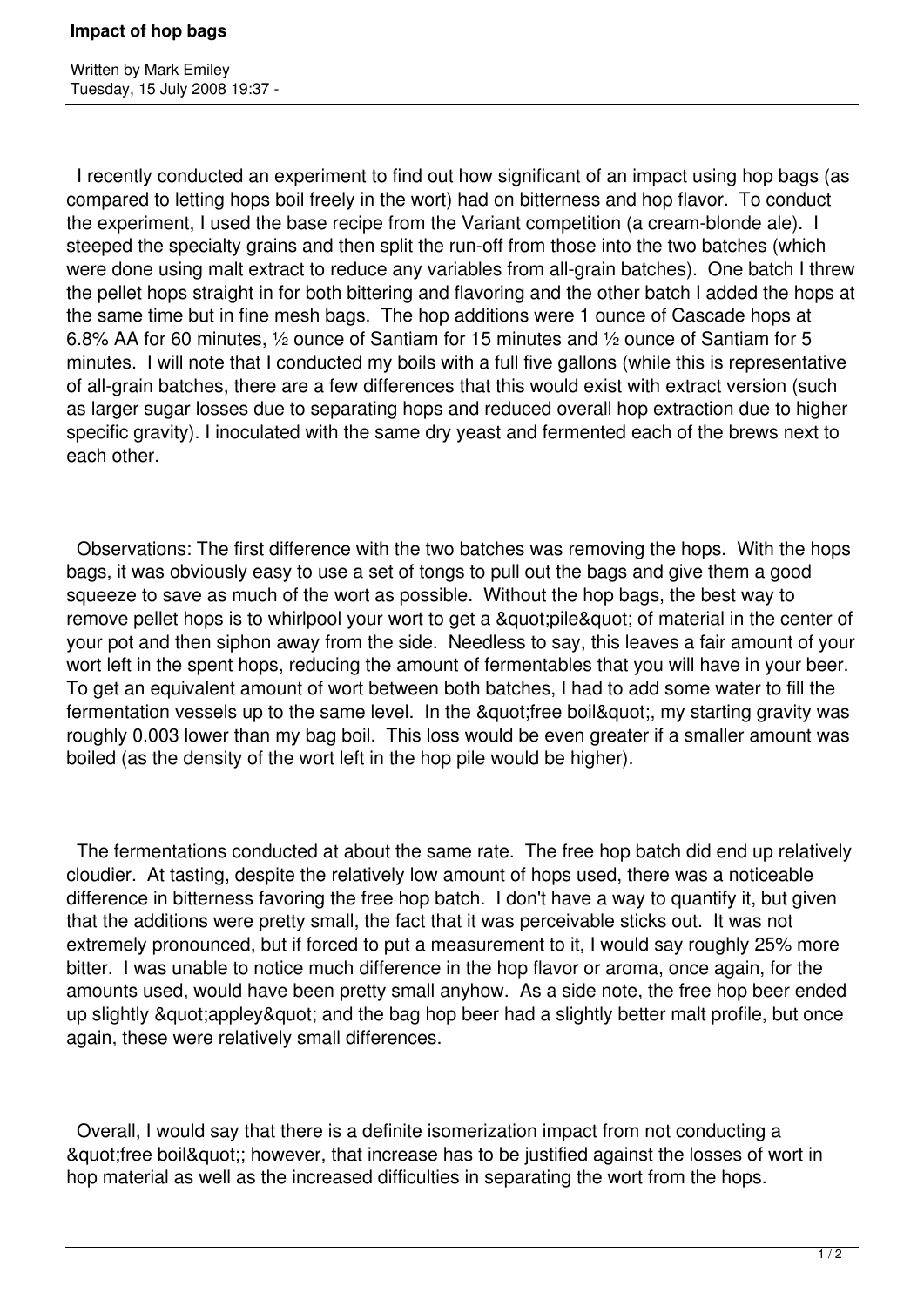# Impact of hop bags

Written by Mark Emiley
Tuesday, 15 July 2008 19:37 -

I recently conducted an experiment to find out how significant of an impact using hop bags (as compared to letting hops boil freely in the wort) had on bitterness and hop flavor. To conduct the experiment, I used the base recipe from the Variant competition (a cream-blonde ale). I steeped the specialty grains and then split the run-off from those into the two batches (which were done using malt extract to reduce any variables from all-grain batches). One batch I threw the pellet hops straight in for both bittering and flavoring and the other batch I added the hops at the same time but in fine mesh bags. The hop additions were 1 ounce of Cascade hops at 6.8% AA for 60 minutes, ½ ounce of Santiam for 15 minutes and ½ ounce of Santiam for 5 minutes. I will note that I conducted my boils with a full five gallons (while this is representative of all-grain batches, there are a few differences that this would exist with extract version (such as larger sugar losses due to separating hops and reduced overall hop extraction due to higher specific gravity). I inoculated with the same dry yeast and fermented each of the brews next to each other.

Observations: The first difference with the two batches was removing the hops. With the hops bags, it was obviously easy to use a set of tongs to pull out the bags and give them a good squeeze to save as much of the wort as possible. Without the hop bags, the best way to remove pellet hops is to whirlpool your wort to get a &quot;pile&quot; of material in the center of your pot and then siphon away from the side. Needless to say, this leaves a fair amount of your wort left in the spent hops, reducing the amount of fermentables that you will have in your beer. To get an equivalent amount of wort between both batches, I had to add some water to fill the fermentation vessels up to the same level. In the &quot;free boil&quot;, my starting gravity was roughly 0.003 lower than my bag boil. This loss would be even greater if a smaller amount was boiled (as the density of the wort left in the hop pile would be higher).

The fermentations conducted at about the same rate. The free hop batch did end up relatively cloudier. At tasting, despite the relatively low amount of hops used, there was a noticeable difference in bitterness favoring the free hop batch. I don't have a way to quantify it, but given that the additions were pretty small, the fact that it was perceivable sticks out. It was not extremely pronounced, but if forced to put a measurement to it, I would say roughly 25% more bitter. I was unable to notice much difference in the hop flavor or aroma, once again, for the amounts used, would have been pretty small anyhow. As a side note, the free hop beer ended up slightly &quot;appley&quot; and the bag hop beer had a slightly better malt profile, but once again, these were relatively small differences.

Overall, I would say that there is a definite isomerization impact from not conducting a &quot;free boil&quot;; however, that increase has to be justified against the losses of wort in hop material as well as the increased difficulties in separating the wort from the hops.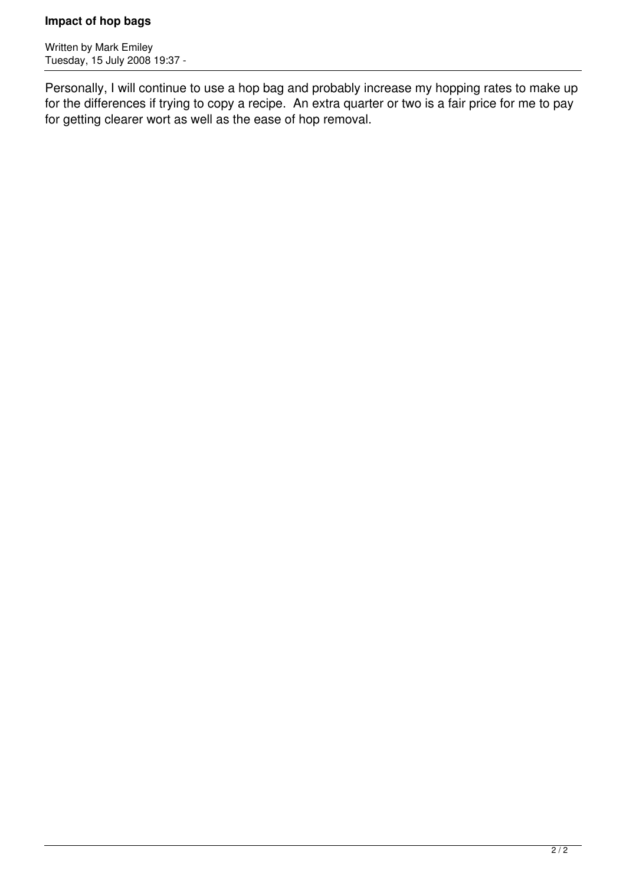Personally, I will continue to use a hop bag and probably increase my hopping rates to make up for the differences if trying to copy a recipe. An extra quarter or two is a fair price for me to pay for getting clearer wort as well as the ease of hop removal.